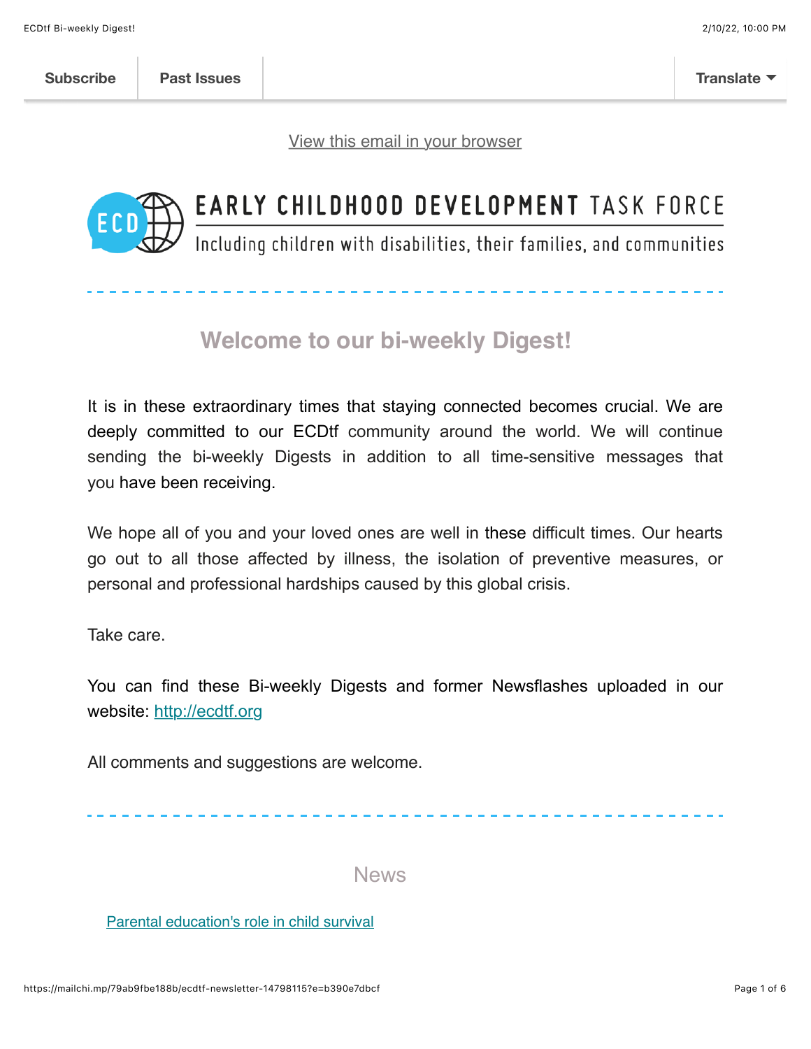Subscribe | Past Issues | Translate

View this email in your browser

EARLY CHILDHOOD DEVELOPMENT TASK FORCE

Including children with disabilities, their families, and communities

## Welcome to our bi-weekly Digest!

It is in these extraordinary times that staying connected becomes crucial. We are deeply committed to our ECDtf community around the world. We will continue sending the bi-weekly Digests in addition to all time-sensitive messages that you have been receiving.

We hope all of you and your loved ones are well in these difficult times. Our hearts go out to all those affected by illness, the isolation of preventive measures, or personal and professional hardships caused by this global crisis.

Take care.

You can find these Bi-weekly Digests and former Newsflashes uploaded in our website: [http://ecdtf.org](http://ecdtf.org)

All comments and suggestions are welcome.

## News

Parental education's role in child survival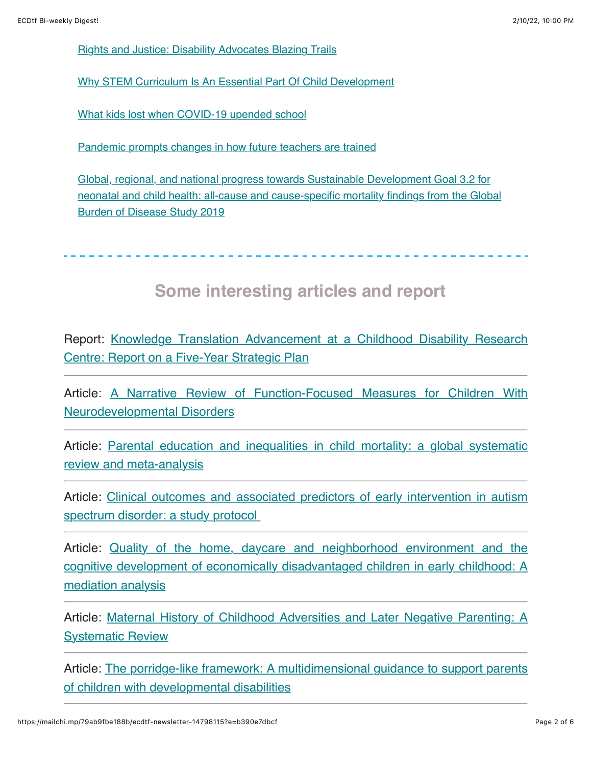Rights and Justice: Disability Advocates Blazing Trails

Why STEM Curriculum Is An Essential Part Of Child Development

What kids lost when COVID-19 upended school

Pandemic prompts changes in how future teachers are trained

Global, regional, and national progress towards Sustainable Development Goal 3.2 for neonatal and child health: all-cause and cause-specific mortality findings from the Global Burden of Disease Study 2019

---

## Some interesting articles and report

Report: Knowledge Translation Advancement at a Childhood Disability Research Centre: Report on a Five-Year Strategic Plan

---

Article: A Narrative Review of Function-Focused Measures for Children With Neurodevelopmental Disorders

---

Article: Parental education and inequalities in child mortality: a global systematic review and meta-analysis

---

Article: Clinical outcomes and associated predictors of early intervention in autism spectrum disorder: a study protocol

---

Article: Quality of the home, daycare and neighborhood environment and the cognitive development of economically disadvantaged children in early childhood: A mediation analysis

---

Article: Maternal History of Childhood Adversities and Later Negative Parenting: A Systematic Review

---

Article: The porridge-like framework: A multidimensional guidance to support parents of children with developmental disabilities

---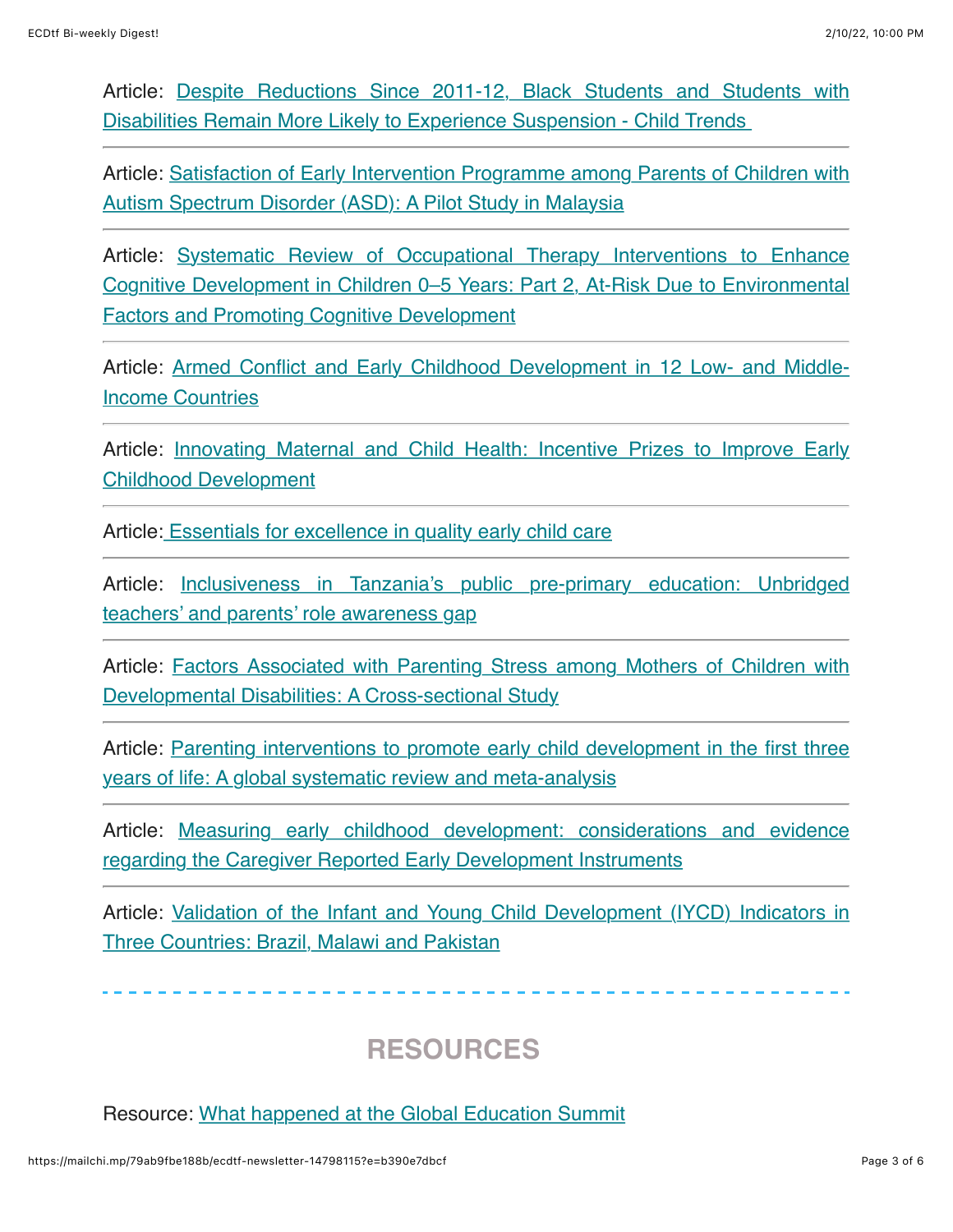Article: Despite Reductions Since 2011-12, Black Students and Students with Disabilities Remain More Likely to Experience Suspension - Child Trends

---

Article: Satisfaction of Early Intervention Programme among Parents of Children with Autism Spectrum Disorder (ASD): A Pilot Study in Malaysia

---

Article: Systematic Review of Occupational Therapy Interventions to Enhance Cognitive Development in Children 0–5 Years: Part 2, At-Risk Due to Environmental Factors and Promoting Cognitive Development

---

Article: Armed Conflict and Early Childhood Development in 12 Low- and Middle-Income Countries

---

Article: Innovating Maternal and Child Health: Incentive Prizes to Improve Early Childhood Development

---

Article: Essentials for excellence in quality early child care

---

Article: Inclusiveness in Tanzania's public pre-primary education: Unbridged teachers' and parents' role awareness gap

---

Article: Factors Associated with Parenting Stress among Mothers of Children with Developmental Disabilities: A Cross-sectional Study

---

Article: Parenting interventions to promote early child development in the first three years of life: A global systematic review and meta-analysis

---

Article: Measuring early childhood development: considerations and evidence regarding the Caregiver Reported Early Development Instruments

---

Article: Validation of the Infant and Young Child Development (IYCD) Indicators in Three Countries: Brazil, Malawi and Pakistan

---

## RESOURCES

Resource: What happened at the Global Education Summit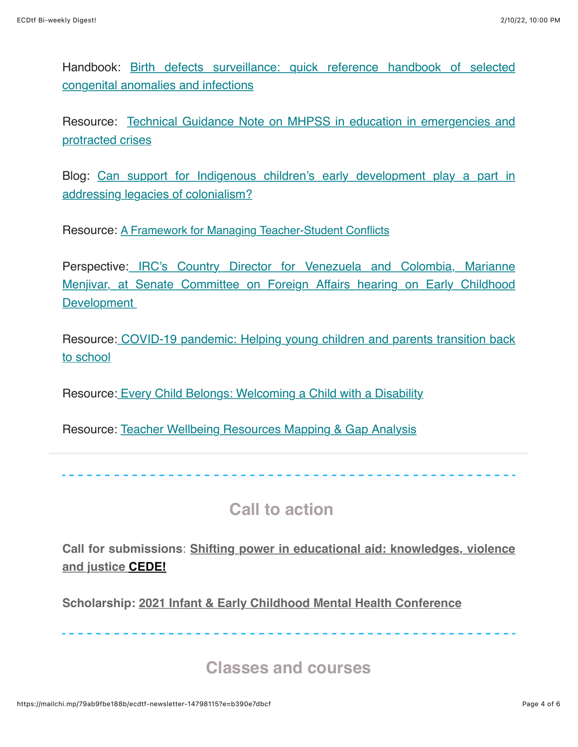Handbook: Birth defects surveillance: quick reference handbook of selected congenital anomalies and infections

Resource: Technical Guidance Note on MHPSS in education in emergencies and protracted crises

Blog: Can support for Indigenous children's early development play a part in addressing legacies of colonialism?

Resource: A Framework for Managing Teacher-Student Conflicts

Perspective: IRC's Country Director for Venezuela and Colombia, Marianne Menjivar, at Senate Committee on Foreign Affairs hearing on Early Childhood Development

Resource: COVID-19 pandemic: Helping young children and parents transition back to school

Resource: Every Child Belongs: Welcoming a Child with a Disability

Resource: Teacher Wellbeing Resources Mapping & Gap Analysis

---

## Call to action

**Call for submissions**: **Shifting power in educational aid: knowledges, violence and justice CEDE!**

**Scholarship: 2021 Infant & Early Childhood Mental Health Conference**

---

## Classes and courses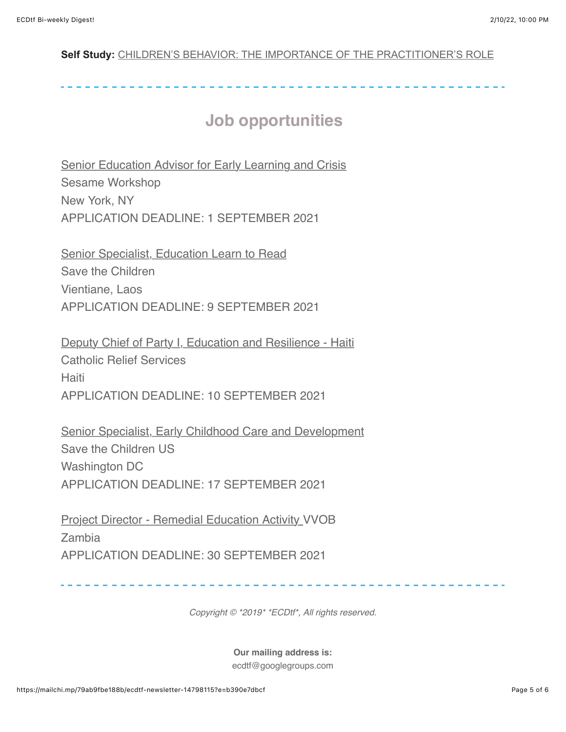**Self Study:** CHILDREN'S BEHAVIOR: THE IMPORTANCE OF THE PRACTITIONER'S ROLE

---

## Job opportunities

Senior Education Advisor for Early Learning and Crisis
Sesame Workshop
New York, NY
APPLICATION DEADLINE: 1 SEPTEMBER 2021

Senior Specialist, Education Learn to Read
Save the Children
Vientiane, Laos
APPLICATION DEADLINE: 9 SEPTEMBER 2021

Deputy Chief of Party I, Education and Resilience - Haiti
Catholic Relief Services
Haiti
APPLICATION DEADLINE: 10 SEPTEMBER 2021

Senior Specialist, Early Childhood Care and Development
Save the Children US
Washington DC
APPLICATION DEADLINE: 17 SEPTEMBER 2021

Project Director - Remedial Education Activity VVOB
Zambia
APPLICATION DEADLINE: 30 SEPTEMBER 2021

---

*Copyright © *2019* *ECDtf*, All rights reserved.*

**Our mailing address is:**
ecdtf@googlegroups.com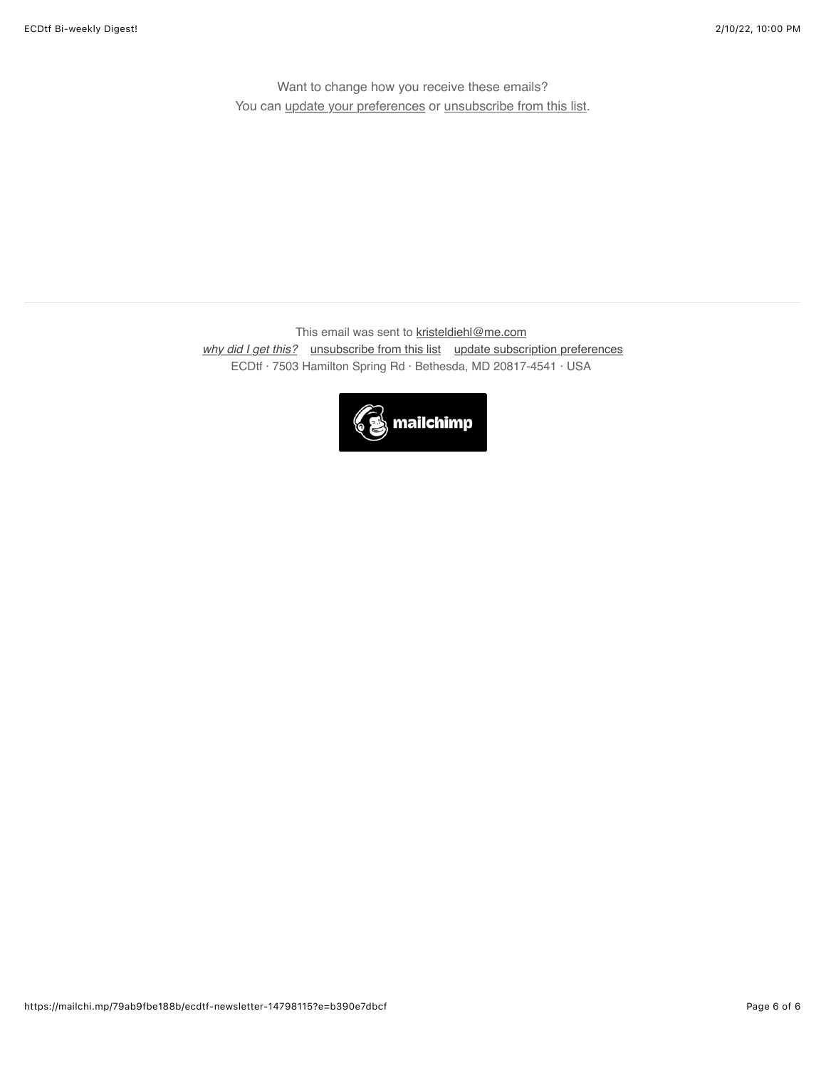Want to change how you receive these emails?
You can update your preferences or unsubscribe from this list.

---

This email was sent to kristeldiehl@me.com
*why did I get this?* unsubscribe from this list update subscription preferences
ECDtf · 7503 Hamilton Spring Rd · Bethesda, MD 20817-4541 · USA

mailchimp